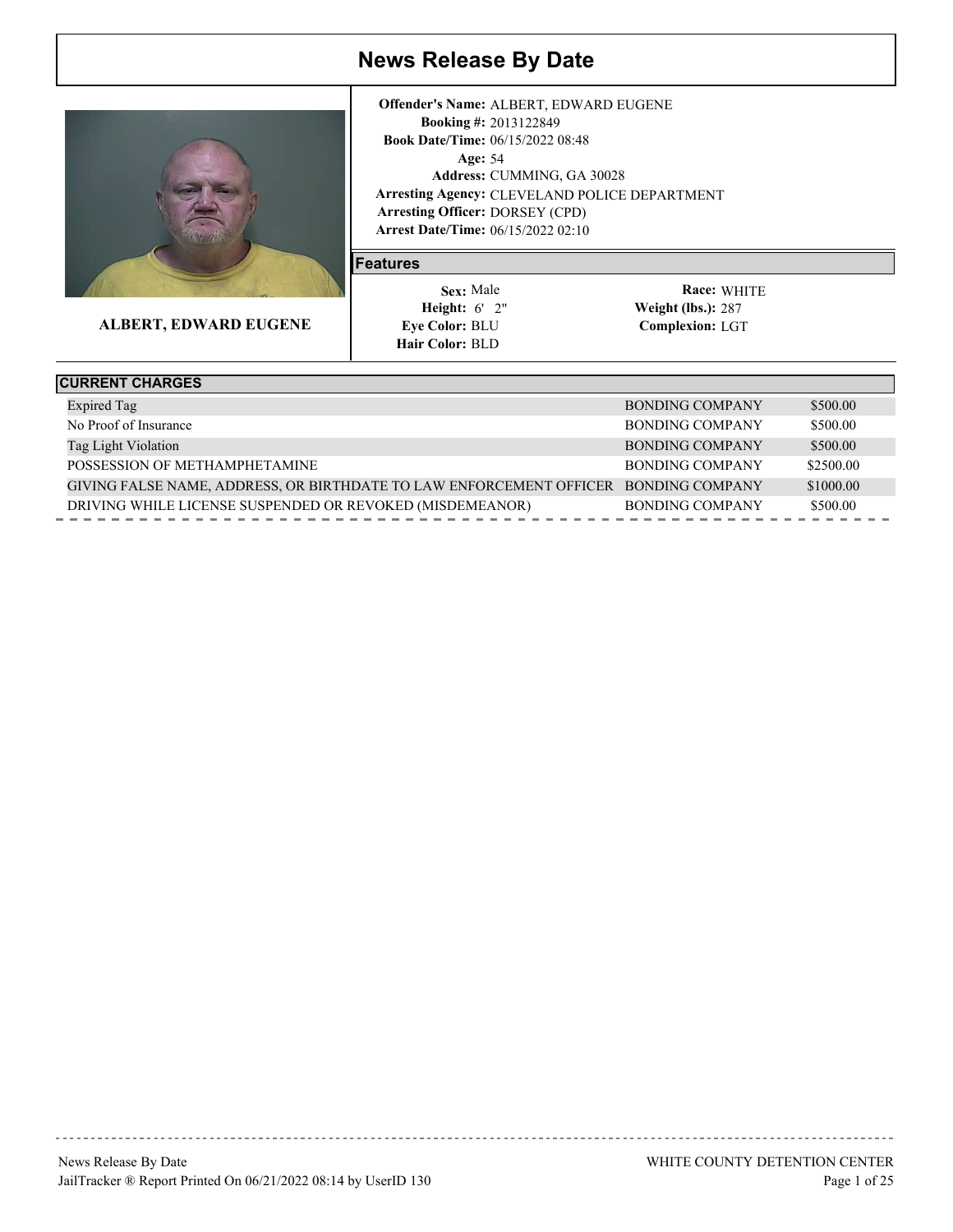# News Release By Date

**ALBERT, EDWARD EUGENE**

**Offender's Name:** ALBERT, EDWARD EUGENE
**Booking #:** 2013122849
**Book Date/Time:** 06/15/2022 08:48
**Age:** 54
**Address:** CUMMING, GA 30028
**Arresting Agency:** CLEVELAND POLICE DEPARTMENT
**Arresting Officer:** DORSEY (CPD)
**Arrest Date/Time:** 06/15/2022 02:10

## Features

**Sex:** Male
**Height:** 6' 2"
**Eye Color:** BLU
**Hair Color:** BLD
**Race:** WHITE
**Weight (lbs.):** 287
**Complexion:** LGT

## CURRENT CHARGES

| Charge | Bond Type | Amount |
| --- | --- | --- |
| Expired Tag | BONDING COMPANY | $500.00 |
| No Proof of Insurance | BONDING COMPANY | $500.00 |
| Tag Light Violation | BONDING COMPANY | $500.00 |
| POSSESSION OF METHAMPHETAMINE | BONDING COMPANY | $2500.00 |
| GIVING FALSE NAME, ADDRESS, OR BIRTHDATE TO LAW ENFORCEMENT OFFICER | BONDING COMPANY | $1000.00 |
| DRIVING WHILE LICENSE SUSPENDED OR REVOKED (MISDEMEANOR) | BONDING COMPANY | $500.00 |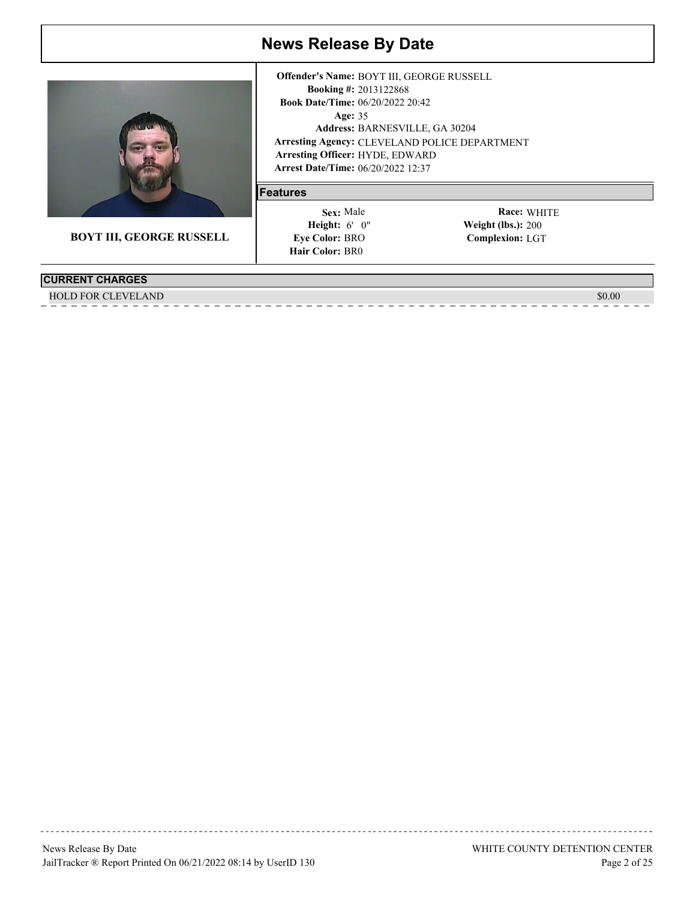# News Release By Date

**BOYT III, GEORGE RUSSELL**

**Offender's Name:** BOYT III, GEORGE RUSSELL
**Booking #:** 2013122868
**Book Date/Time:** 06/20/2022 20:42
**Age:** 35
**Address:** BARNESVILLE, GA 30204
**Arresting Agency:** CLEVELAND POLICE DEPARTMENT
**Arresting Officer:** HYDE, EDWARD
**Arrest Date/Time:** 06/20/2022 12:37

## Features

| | | | |
|---|---|---|---|
| **Sex:** | Male | **Race:** | WHITE |
| **Height:** | 6' 0" | **Weight (lbs.):** | 200 |
| **Eye Color:** | BRO | **Complexion:** | LGT |
| **Hair Color:** | BR0 | | |

## CURRENT CHARGES

| Charge | Bond |
|---|---|
| HOLD FOR CLEVELAND | $0.00 |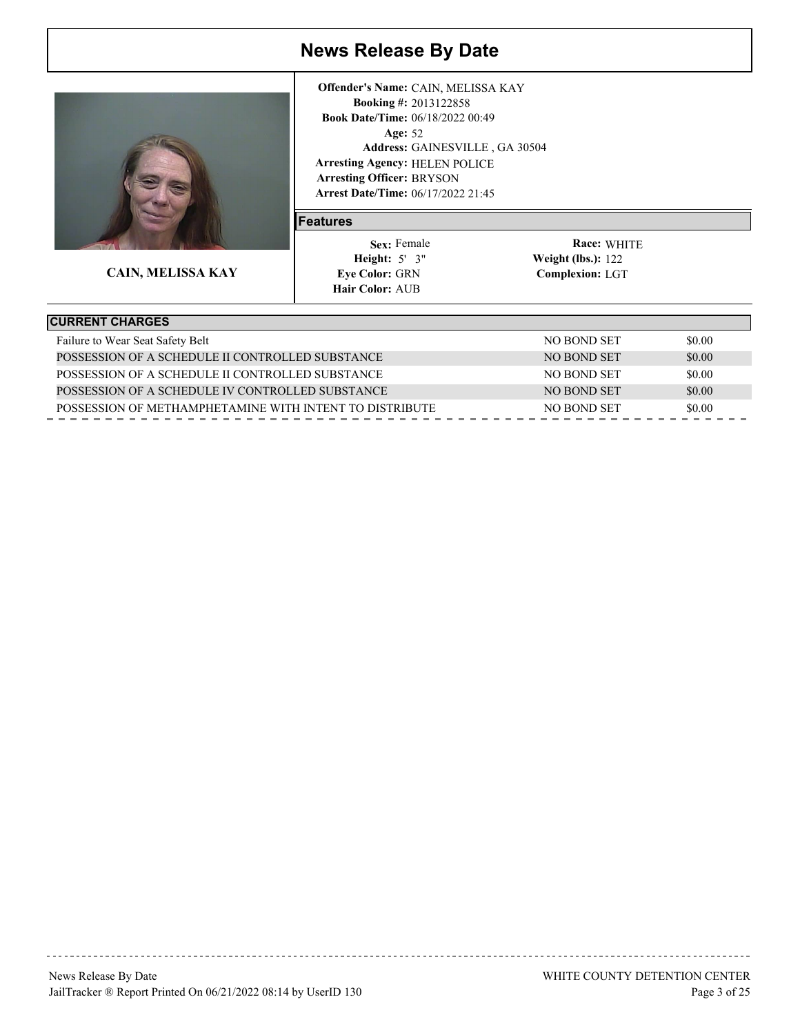# News Release By Date

**CAIN, MELISSA KAY**

**Offender's Name:** CAIN, MELISSA KAY
**Booking #:** 2013122858
**Book Date/Time:** 06/18/2022 00:49
**Age:** 52
**Address:** GAINESVILLE , GA 30504
**Arresting Agency:** HELEN POLICE
**Arresting Officer:** BRYSON
**Arrest Date/Time:** 06/17/2022 21:45

## Features

**Sex:** Female
**Height:** 5' 3"
**Eye Color:** GRN
**Hair Color:** AUB
**Race:** WHITE
**Weight (lbs.):** 122
**Complexion:** LGT

## CURRENT CHARGES

| Charge | Bond | Amount |
|---|---|---|
| Failure to Wear Seat Safety Belt | NO BOND SET | $0.00 |
| POSSESSION OF A SCHEDULE II CONTROLLED SUBSTANCE | NO BOND SET | $0.00 |
| POSSESSION OF A SCHEDULE II CONTROLLED SUBSTANCE | NO BOND SET | $0.00 |
| POSSESSION OF A SCHEDULE IV CONTROLLED SUBSTANCE | NO BOND SET | $0.00 |
| POSSESSION OF METHAMPHETAMINE WITH INTENT TO DISTRIBUTE | NO BOND SET | $0.00 |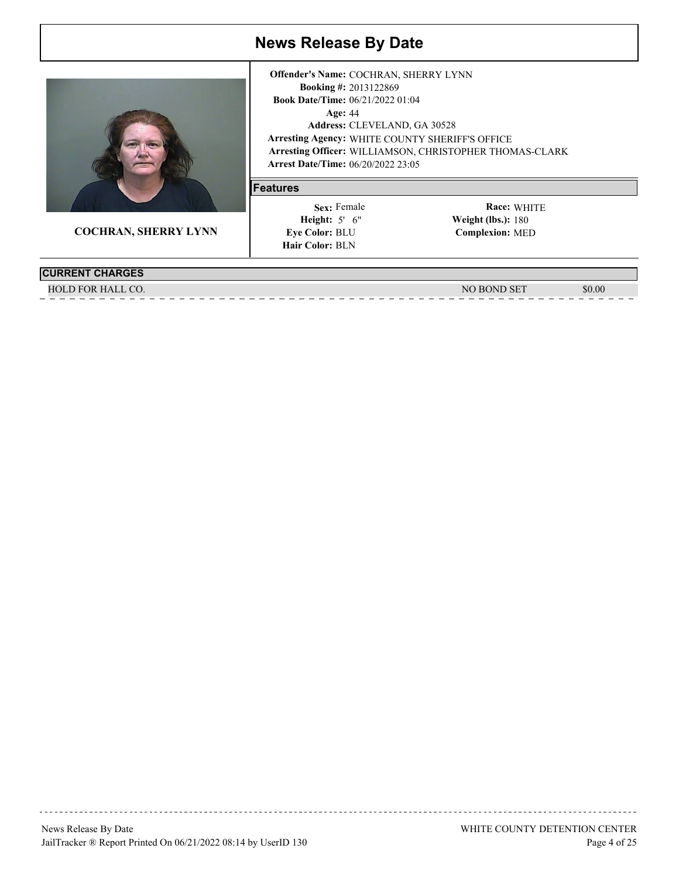# News Release By Date

**COCHRAN, SHERRY LYNN**

**Offender's Name:** COCHRAN, SHERRY LYNN
**Booking #:** 2013122869
**Book Date/Time:** 06/21/2022 01:04
**Age:** 44
**Address:** CLEVELAND, GA 30528
**Arresting Agency:** WHITE COUNTY SHERIFF'S OFFICE
**Arresting Officer:** WILLIAMSON, CHRISTOPHER THOMAS-CLARK
**Arrest Date/Time:** 06/20/2022 23:05

## Features

| | | | |
|---|---|---|---|
| **Sex:** | Female | **Race:** | WHITE |
| **Height:** | 5' 6" | **Weight (lbs.):** | 180 |
| **Eye Color:** | BLU | **Complexion:** | MED |
| **Hair Color:** | BLN | | |

## CURRENT CHARGES

| | | |
|---|---|---|
| HOLD FOR HALL CO. | NO BOND SET | $0.00 |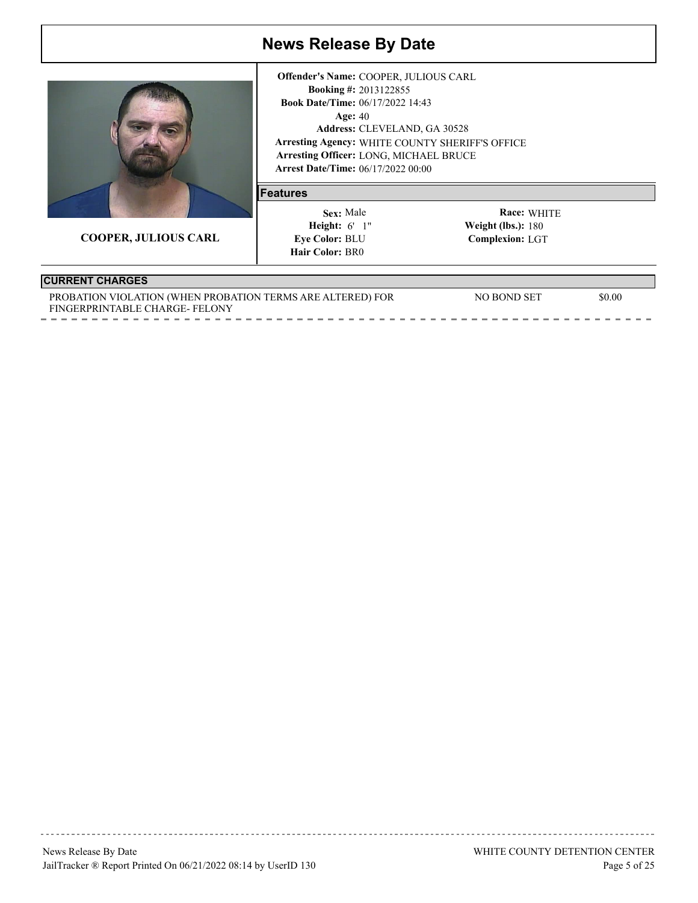# News Release By Date

**COOPER, JULIOUS CARL**

**Offender's Name:** COOPER, JULIOUS CARL
**Booking #:** 2013122855
**Book Date/Time:** 06/17/2022 14:43
**Age:** 40
**Address:** CLEVELAND, GA 30528
**Arresting Agency:** WHITE COUNTY SHERIFF'S OFFICE
**Arresting Officer:** LONG, MICHAEL BRUCE
**Arrest Date/Time:** 06/17/2022 00:00

## Features

| | | | |
|---|---|---|---|
| **Sex:** | Male | **Race:** | WHITE |
| **Height:** | 6' 1" | **Weight (lbs.):** | 180 |
| **Eye Color:** | BLU | **Complexion:** | LGT |
| **Hair Color:** | BR0 | | |

## CURRENT CHARGES

| Charge | Bond Type | Bond Amount |
|---|---|---|
| PROBATION VIOLATION (WHEN PROBATION TERMS ARE ALTERED) FOR FINGERPRINTABLE CHARGE- FELONY | NO BOND SET | $0.00 |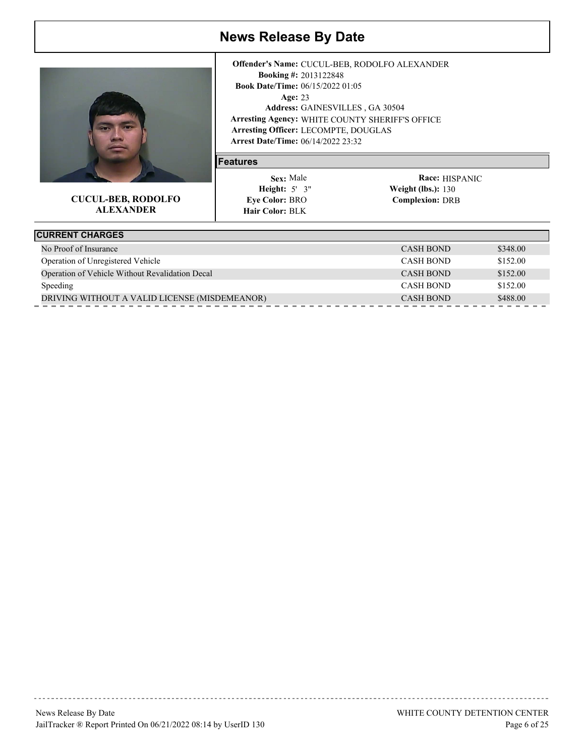# News Release By Date

**CUCUL-BEB, RODOLFO ALEXANDER**

**Offender's Name:** CUCUL-BEB, RODOLFO ALEXANDER
**Booking #:** 2013122848
**Book Date/Time:** 06/15/2022 01:05
**Age:** 23
**Address:** GAINESVILLES , GA 30504
**Arresting Agency:** WHITE COUNTY SHERIFF'S OFFICE
**Arresting Officer:** LECOMPTE, DOUGLAS
**Arrest Date/Time:** 06/14/2022 23:32

## Features

**Sex:** Male
**Height:** 5' 3"
**Eye Color:** BRO
**Hair Color:** BLK
**Race:** HISPANIC
**Weight (lbs.):** 130
**Complexion:** DRB

## CURRENT CHARGES

| Charge | Bond Type | Amount |
|---|---|---|
| No Proof of Insurance | CASH BOND | $348.00 |
| Operation of Unregistered Vehicle | CASH BOND | $152.00 |
| Operation of Vehicle Without Revalidation Decal | CASH BOND | $152.00 |
| Speeding | CASH BOND | $152.00 |
| DRIVING WITHOUT A VALID LICENSE (MISDEMEANOR) | CASH BOND | $488.00 |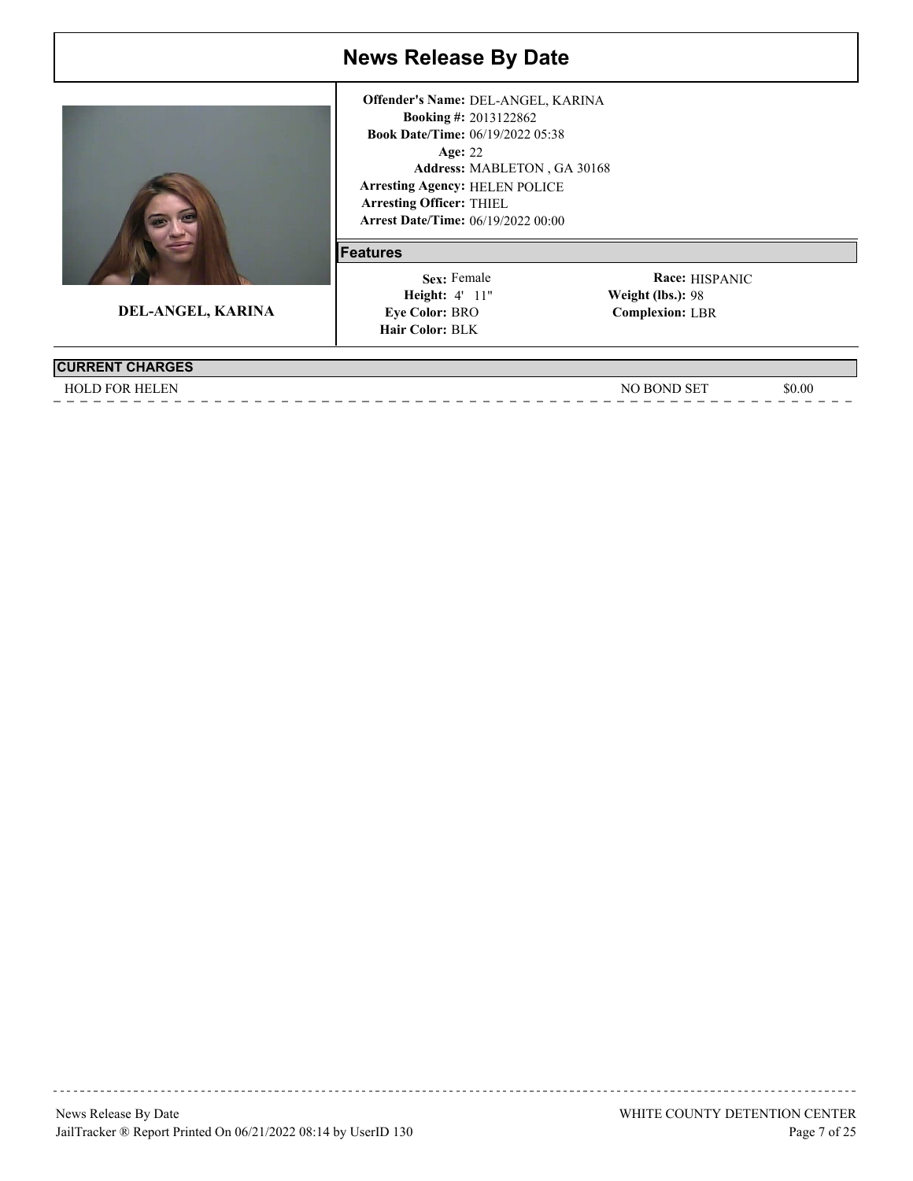# News Release By Date

**DEL-ANGEL, KARINA**

**Offender's Name:** DEL-ANGEL, KARINA
**Booking #:** 2013122862
**Book Date/Time:** 06/19/2022 05:38
**Age:** 22
**Address:** MABLETON , GA 30168
**Arresting Agency:** HELEN POLICE
**Arresting Officer:** THIEL
**Arrest Date/Time:** 06/19/2022 00:00

## Features

**Sex:** Female
**Height:** 4' 11"
**Eye Color:** BRO
**Hair Color:** BLK
**Race:** HISPANIC
**Weight (lbs.):** 98
**Complexion:** LBR

## CURRENT CHARGES

| Charge | Bond Type | Amount |
|---|---|---|
| HOLD FOR HELEN | NO BOND SET | $0.00 |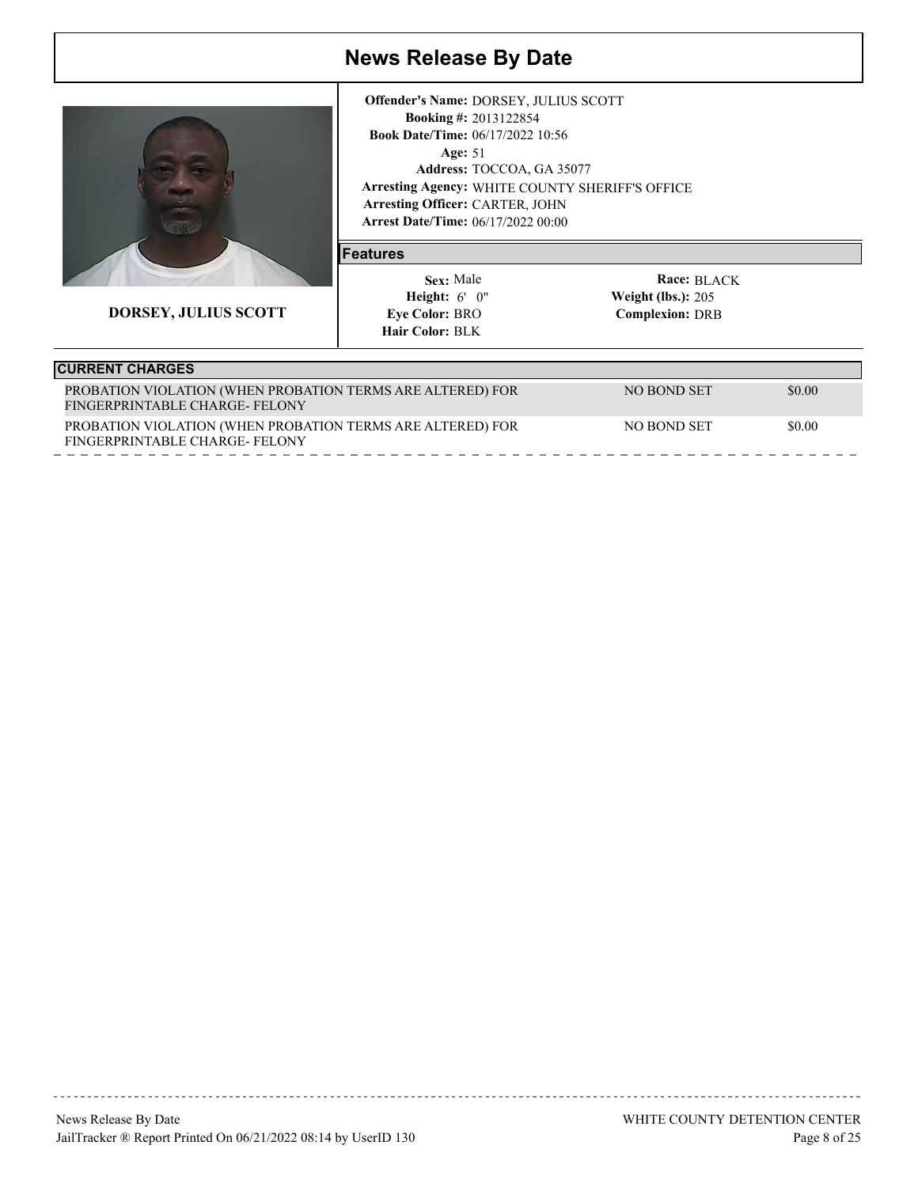# News Release By Date

**DORSEY, JULIUS SCOTT**

**Offender's Name:** DORSEY, JULIUS SCOTT
**Booking #:** 2013122854
**Book Date/Time:** 06/17/2022 10:56
**Age:** 51
**Address:** TOCCOA, GA 35077
**Arresting Agency:** WHITE COUNTY SHERIFF'S OFFICE
**Arresting Officer:** CARTER, JOHN
**Arrest Date/Time:** 06/17/2022 00:00

## Features

**Sex:** Male
**Height:** 6' 0"
**Eye Color:** BRO
**Hair Color:** BLK
**Race:** BLACK
**Weight (lbs.):** 205
**Complexion:** DRB

## CURRENT CHARGES

| Charge | Bond Type | Amount |
|---|---|---|
| PROBATION VIOLATION (WHEN PROBATION TERMS ARE ALTERED) FOR FINGERPRINTABLE CHARGE- FELONY | NO BOND SET | $0.00 |
| PROBATION VIOLATION (WHEN PROBATION TERMS ARE ALTERED) FOR FINGERPRINTABLE CHARGE- FELONY | NO BOND SET | $0.00 |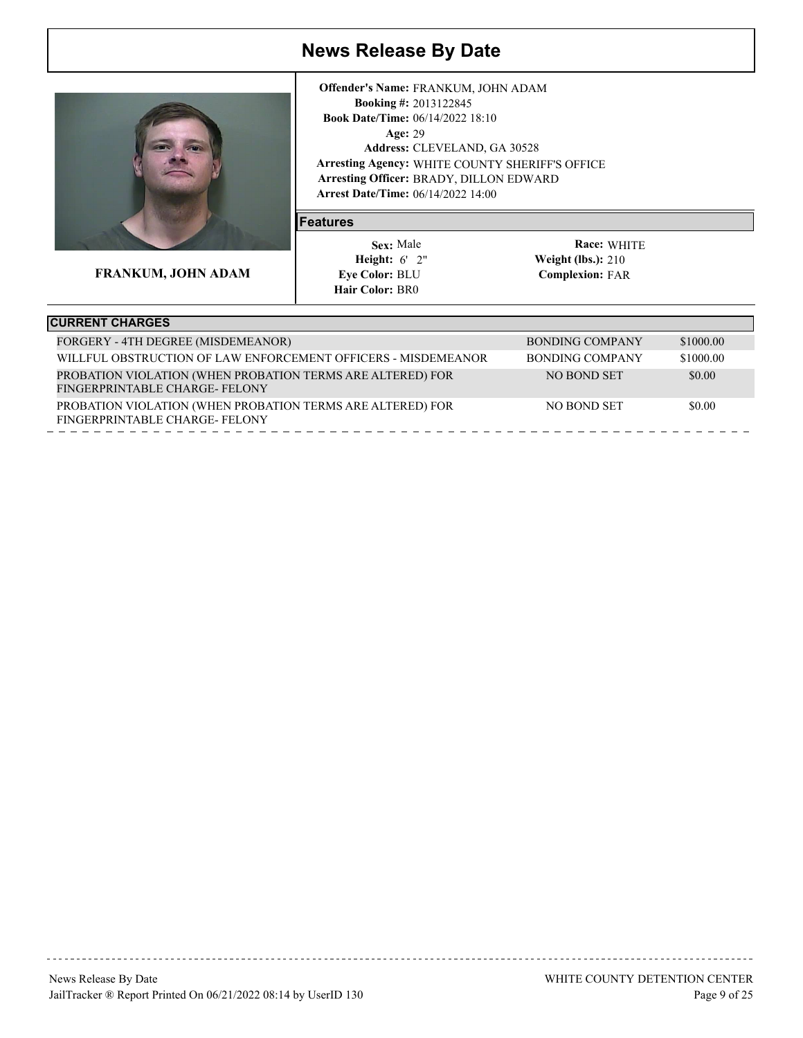# News Release By Date

**FRANKUM, JOHN ADAM**

**Offender's Name:** FRANKUM, JOHN ADAM
**Booking #:** 2013122845
**Book Date/Time:** 06/14/2022 18:10
**Age:** 29
**Address:** CLEVELAND, GA 30528
**Arresting Agency:** WHITE COUNTY SHERIFF'S OFFICE
**Arresting Officer:** BRADY, DILLON EDWARD
**Arrest Date/Time:** 06/14/2022 14:00

## Features

**Sex:** Male
**Height:** 6' 2"
**Eye Color:** BLU
**Hair Color:** BR0
**Race:** WHITE
**Weight (lbs.):** 210
**Complexion:** FAR

## CURRENT CHARGES

| Charge | Bond Type | Amount |
|---|---|---|
| FORGERY - 4TH DEGREE (MISDEMEANOR) | BONDING COMPANY | $1000.00 |
| WILLFUL OBSTRUCTION OF LAW ENFORCEMENT OFFICERS - MISDEMEANOR | BONDING COMPANY | $1000.00 |
| PROBATION VIOLATION (WHEN PROBATION TERMS ARE ALTERED) FOR FINGERPRINTABLE CHARGE- FELONY | NO BOND SET | $0.00 |
| PROBATION VIOLATION (WHEN PROBATION TERMS ARE ALTERED) FOR FINGERPRINTABLE CHARGE- FELONY | NO BOND SET | $0.00 |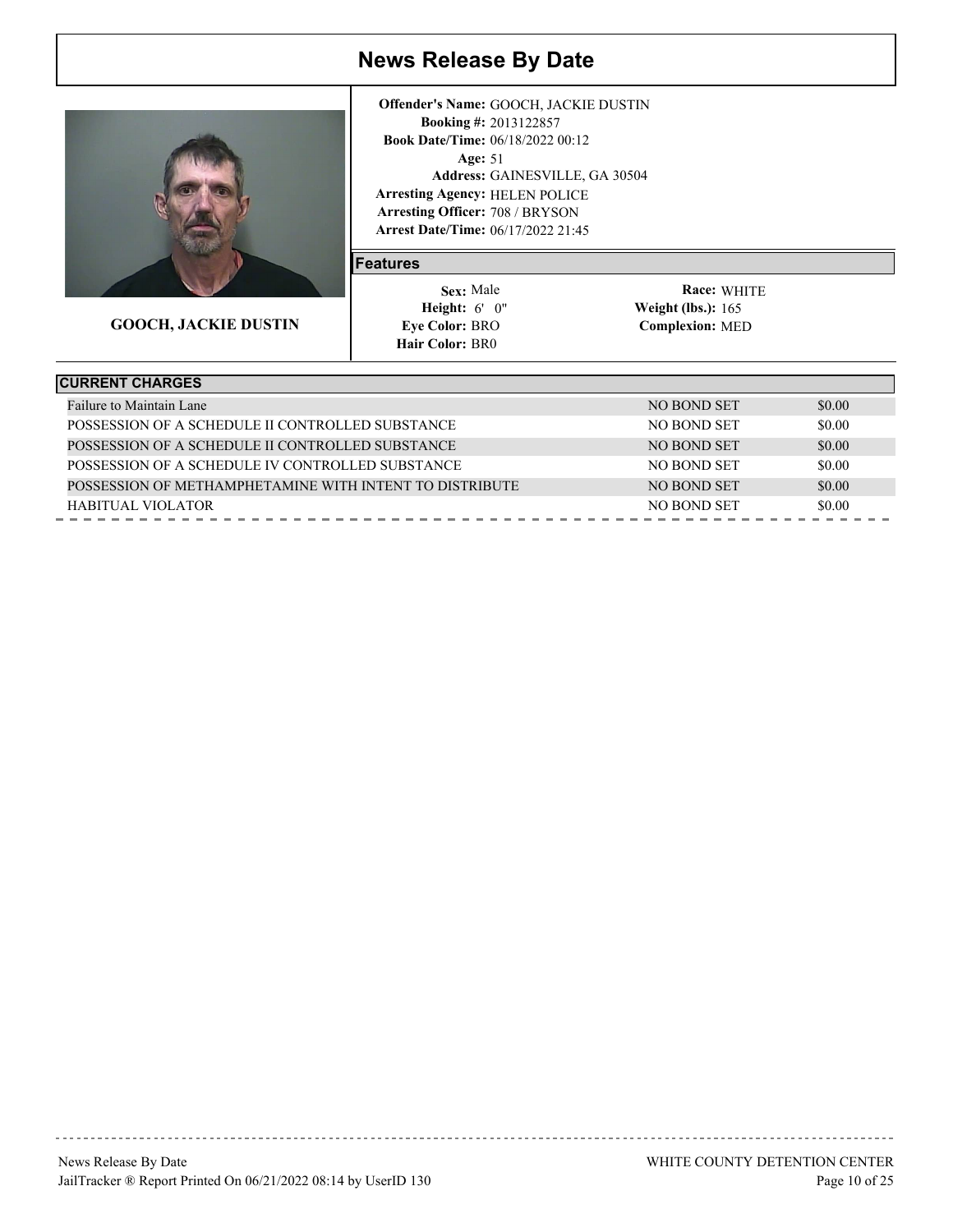# News Release By Date

**GOOCH, JACKIE DUSTIN**

**Offender's Name:** GOOCH, JACKIE DUSTIN
**Booking #:** 2013122857
**Book Date/Time:** 06/18/2022 00:12
**Age:** 51
**Address:** GAINESVILLE, GA 30504
**Arresting Agency:** HELEN POLICE
**Arresting Officer:** 708 / BRYSON
**Arrest Date/Time:** 06/17/2022 21:45

## Features

**Sex:** Male
**Height:** 6' 0"
**Eye Color:** BRO
**Hair Color:** BR0
**Race:** WHITE
**Weight (lbs.):** 165
**Complexion:** MED

## CURRENT CHARGES

| Charge | Bond | Amount |
|---|---|---|
| Failure to Maintain Lane | NO BOND SET | $0.00 |
| POSSESSION OF A SCHEDULE II CONTROLLED SUBSTANCE | NO BOND SET | $0.00 |
| POSSESSION OF A SCHEDULE II CONTROLLED SUBSTANCE | NO BOND SET | $0.00 |
| POSSESSION OF A SCHEDULE IV CONTROLLED SUBSTANCE | NO BOND SET | $0.00 |
| POSSESSION OF METHAMPHETAMINE WITH INTENT TO DISTRIBUTE | NO BOND SET | $0.00 |
| HABITUAL VIOLATOR | NO BOND SET | $0.00 |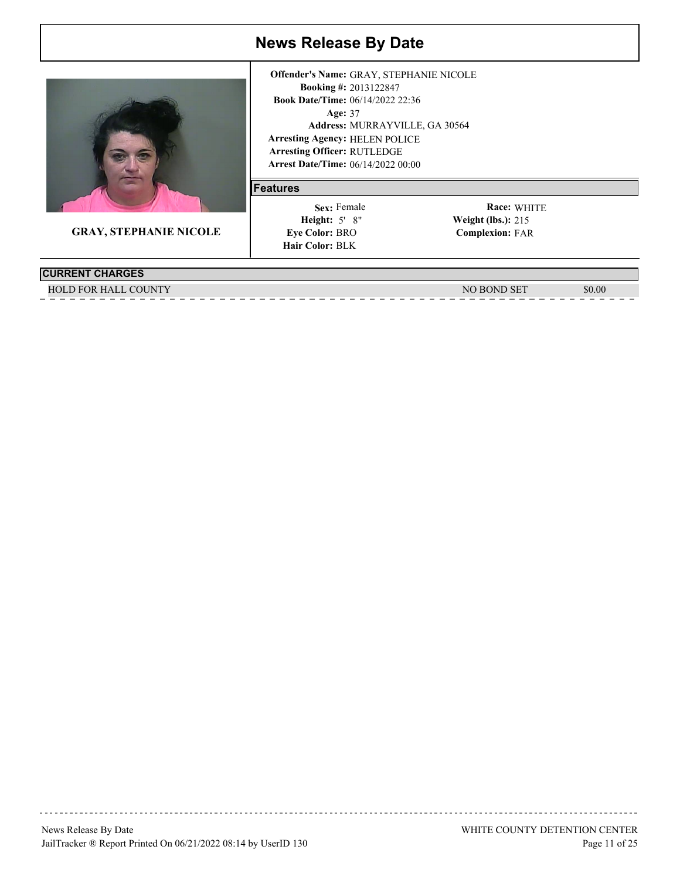# News Release By Date

**GRAY, STEPHANIE NICOLE**

**Offender's Name:** GRAY, STEPHANIE NICOLE
**Booking #:** 2013122847
**Book Date/Time:** 06/14/2022 22:36
**Age:** 37
**Address:** MURRAYVILLE, GA 30564
**Arresting Agency:** HELEN POLICE
**Arresting Officer:** RUTLEDGE
**Arrest Date/Time:** 06/14/2022 00:00

## Features

| | | | |
|---|---|---|---|
| **Sex:** | Female | **Race:** | WHITE |
| **Height:** | 5' 8" | **Weight (lbs.):** | 215 |
| **Eye Color:** | BRO | **Complexion:** | FAR |
| **Hair Color:** | BLK | | |

## CURRENT CHARGES

| | | |
|---|---|---|
| HOLD FOR HALL COUNTY | NO BOND SET | $0.00 |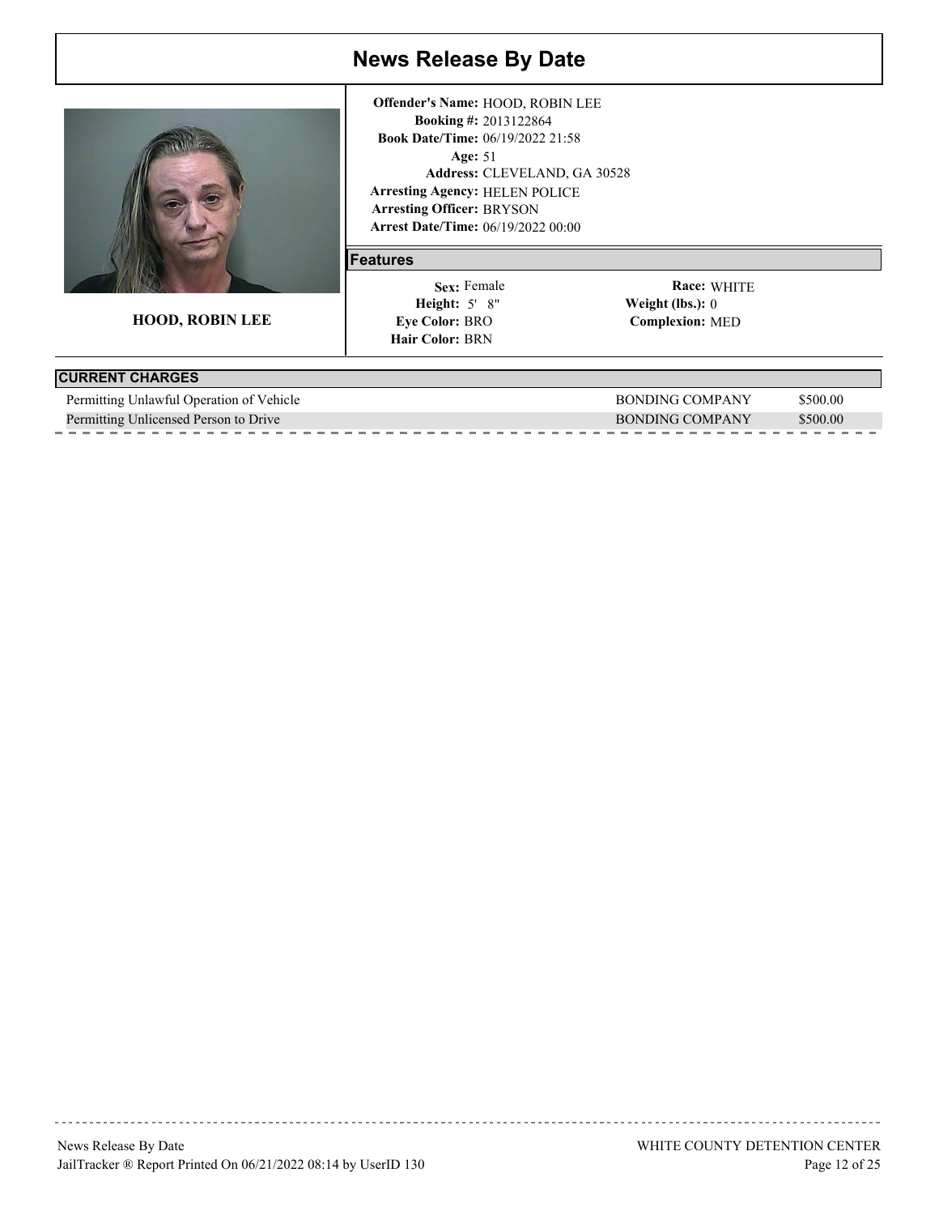# News Release By Date

**HOOD, ROBIN LEE**

**Offender's Name:** HOOD, ROBIN LEE
**Booking #:** 2013122864
**Book Date/Time:** 06/19/2022 21:58
**Age:** 51
**Address:** CLEVELAND, GA 30528
**Arresting Agency:** HELEN POLICE
**Arresting Officer:** BRYSON
**Arrest Date/Time:** 06/19/2022 00:00

## Features

**Sex:** Female
**Height:** 5' 8"
**Eye Color:** BRO
**Hair Color:** BRN
**Race:** WHITE
**Weight (lbs.):** 0
**Complexion:** MED

## CURRENT CHARGES

| Charge | Bond Type | Amount |
| --- | --- | --- |
| Permitting Unlawful Operation of Vehicle | BONDING COMPANY | $500.00 |
| Permitting Unlicensed Person to Drive | BONDING COMPANY | $500.00 |

News Release By Date
JailTracker ® Report Printed On 06/21/2022 08:14 by UserID 130

WHITE COUNTY DETENTION CENTER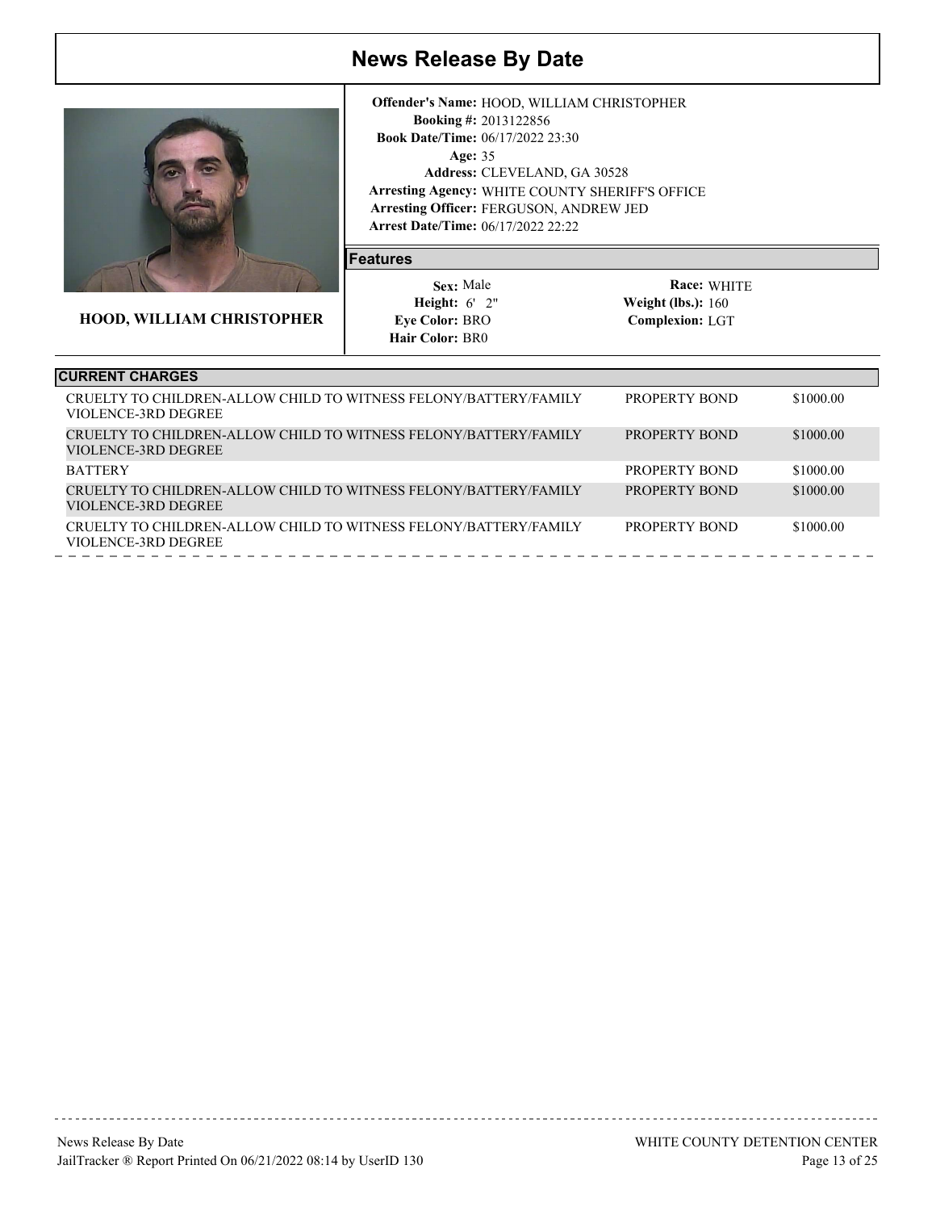# News Release By Date

**HOOD, WILLIAM CHRISTOPHER**

**Offender's Name:** HOOD, WILLIAM CHRISTOPHER
**Booking #:** 2013122856
**Book Date/Time:** 06/17/2022 23:30
**Age:** 35
**Address:** CLEVELAND, GA 30528
**Arresting Agency:** WHITE COUNTY SHERIFF'S OFFICE
**Arresting Officer:** FERGUSON, ANDREW JED
**Arrest Date/Time:** 06/17/2022 22:22

## Features

| | |
|---|---|
| **Sex:** Male | **Race:** WHITE |
| **Height:** 6' 2" | **Weight (lbs.):** 160 |
| **Eye Color:** BRO | **Complexion:** LGT |
| **Hair Color:** BR0 | |

## CURRENT CHARGES

| Charge | Bond Type | Amount |
|---|---|---|
| CRUELTY TO CHILDREN-ALLOW CHILD TO WITNESS FELONY/BATTERY/FAMILY VIOLENCE-3RD DEGREE | PROPERTY BOND | $1000.00 |
| CRUELTY TO CHILDREN-ALLOW CHILD TO WITNESS FELONY/BATTERY/FAMILY VIOLENCE-3RD DEGREE | PROPERTY BOND | $1000.00 |
| BATTERY | PROPERTY BOND | $1000.00 |
| CRUELTY TO CHILDREN-ALLOW CHILD TO WITNESS FELONY/BATTERY/FAMILY VIOLENCE-3RD DEGREE | PROPERTY BOND | $1000.00 |
| CRUELTY TO CHILDREN-ALLOW CHILD TO WITNESS FELONY/BATTERY/FAMILY VIOLENCE-3RD DEGREE | PROPERTY BOND | $1000.00 |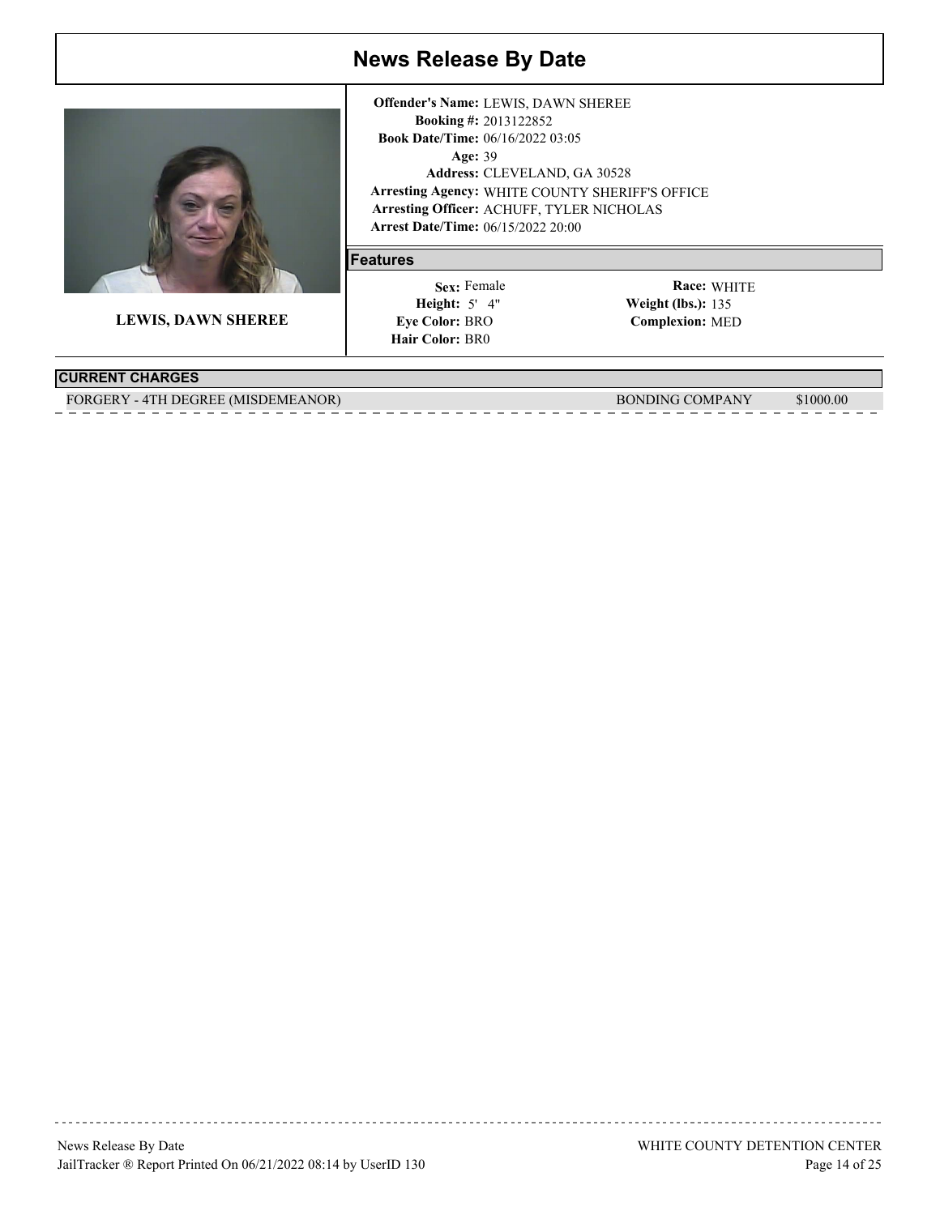# News Release By Date

**LEWIS, DAWN SHEREE**

**Offender's Name:** LEWIS, DAWN SHEREE
**Booking #:** 2013122852
**Book Date/Time:** 06/16/2022 03:05
**Age:** 39
**Address:** CLEVELAND, GA 30528
**Arresting Agency:** WHITE COUNTY SHERIFF'S OFFICE
**Arresting Officer:** ACHUFF, TYLER NICHOLAS
**Arrest Date/Time:** 06/15/2022 20:00

## Features

| | | | |
|---|---|---|---|
| **Sex:** | Female | **Race:** | WHITE |
| **Height:** | 5' 4" | **Weight (lbs.):** | 135 |
| **Eye Color:** | BRO | **Complexion:** | MED |
| **Hair Color:** | BR0 | | |

## CURRENT CHARGES

| | | |
|---|---|---|
| FORGERY - 4TH DEGREE (MISDEMEANOR) | BONDING COMPANY | $1000.00 |

News Release By Date
JailTracker ® Report Printed On 06/21/2022 08:14 by UserID 130
WHITE COUNTY DETENTION CENTER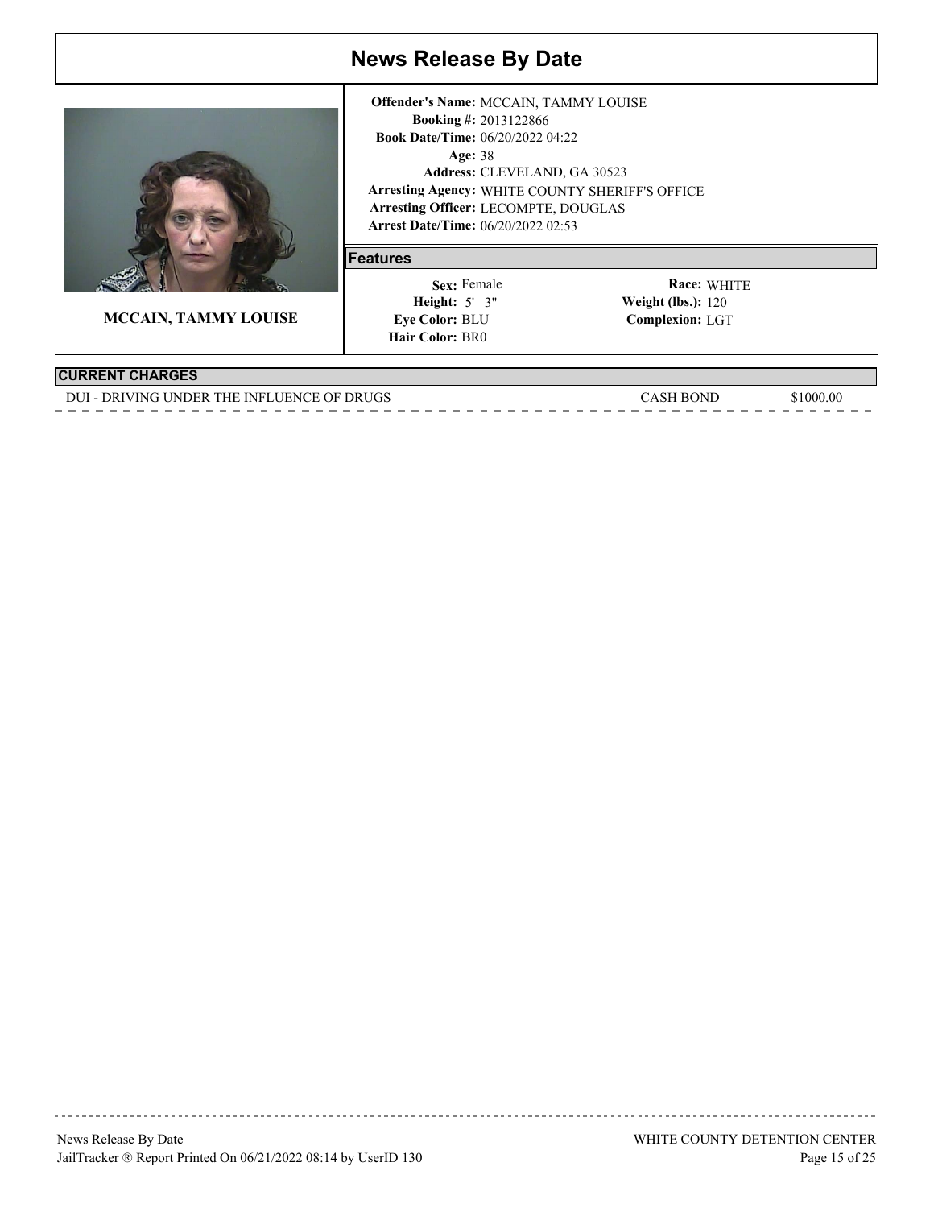# News Release By Date

**MCCAIN, TAMMY LOUISE**

**Offender's Name:** MCCAIN, TAMMY LOUISE
**Booking #:** 2013122866
**Book Date/Time:** 06/20/2022 04:22
**Age:** 38
**Address:** CLEVELAND, GA 30523
**Arresting Agency:** WHITE COUNTY SHERIFF'S OFFICE
**Arresting Officer:** LECOMPTE, DOUGLAS
**Arrest Date/Time:** 06/20/2022 02:53

## Features

| | | | |
|---|---|---|---|
| **Sex:** | Female | **Race:** | WHITE |
| **Height:** | 5' 3" | **Weight (lbs.):** | 120 |
| **Eye Color:** | BLU | **Complexion:** | LGT |
| **Hair Color:** | BR0 | | |

## CURRENT CHARGES

| Charge | Bond Type | Amount |
|---|---|---|
| DUI - DRIVING UNDER THE INFLUENCE OF DRUGS | CASH BOND | $1000.00 |

News Release By Date
JailTracker ® Report Printed On 06/21/2022 08:14 by UserID 130

WHITE COUNTY DETENTION CENTER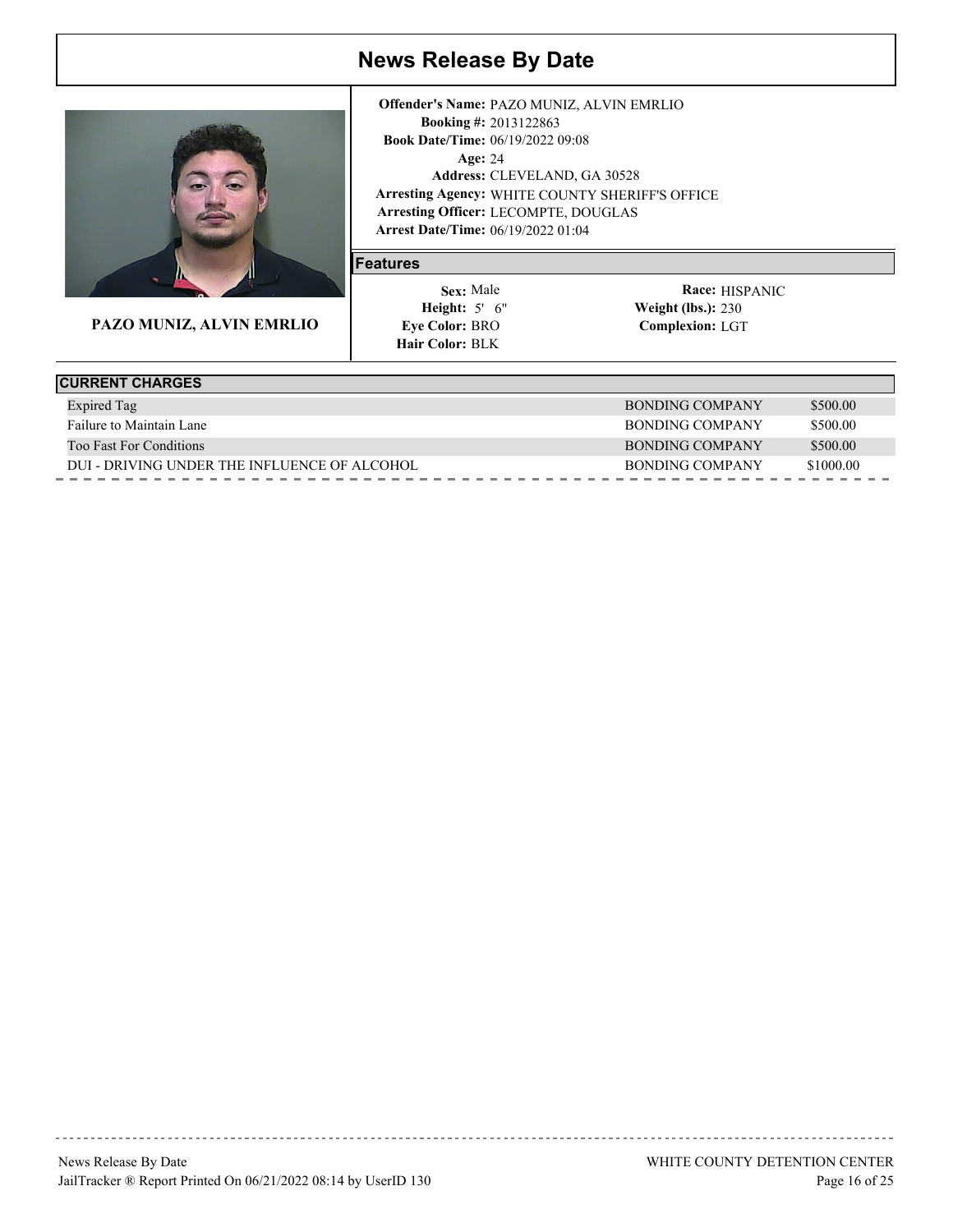# News Release By Date

**PAZO MUNIZ, ALVIN EMRLIO**

**Offender's Name:** PAZO MUNIZ, ALVIN EMRLIO
**Booking #:** 2013122863
**Book Date/Time:** 06/19/2022 09:08
**Age:** 24
**Address:** CLEVELAND, GA 30528
**Arresting Agency:** WHITE COUNTY SHERIFF'S OFFICE
**Arresting Officer:** LECOMPTE, DOUGLAS
**Arrest Date/Time:** 06/19/2022 01:04

## Features

**Sex:** Male
**Height:** 5' 6"
**Eye Color:** BRO
**Hair Color:** BLK
**Race:** HISPANIC
**Weight (lbs.):** 230
**Complexion:** LGT

## CURRENT CHARGES

| Charge | Bond Type | Amount |
|---|---|---|
| Expired Tag | BONDING COMPANY | $500.00 |
| Failure to Maintain Lane | BONDING COMPANY | $500.00 |
| Too Fast For Conditions | BONDING COMPANY | $500.00 |
| DUI - DRIVING UNDER THE INFLUENCE OF ALCOHOL | BONDING COMPANY | $1000.00 |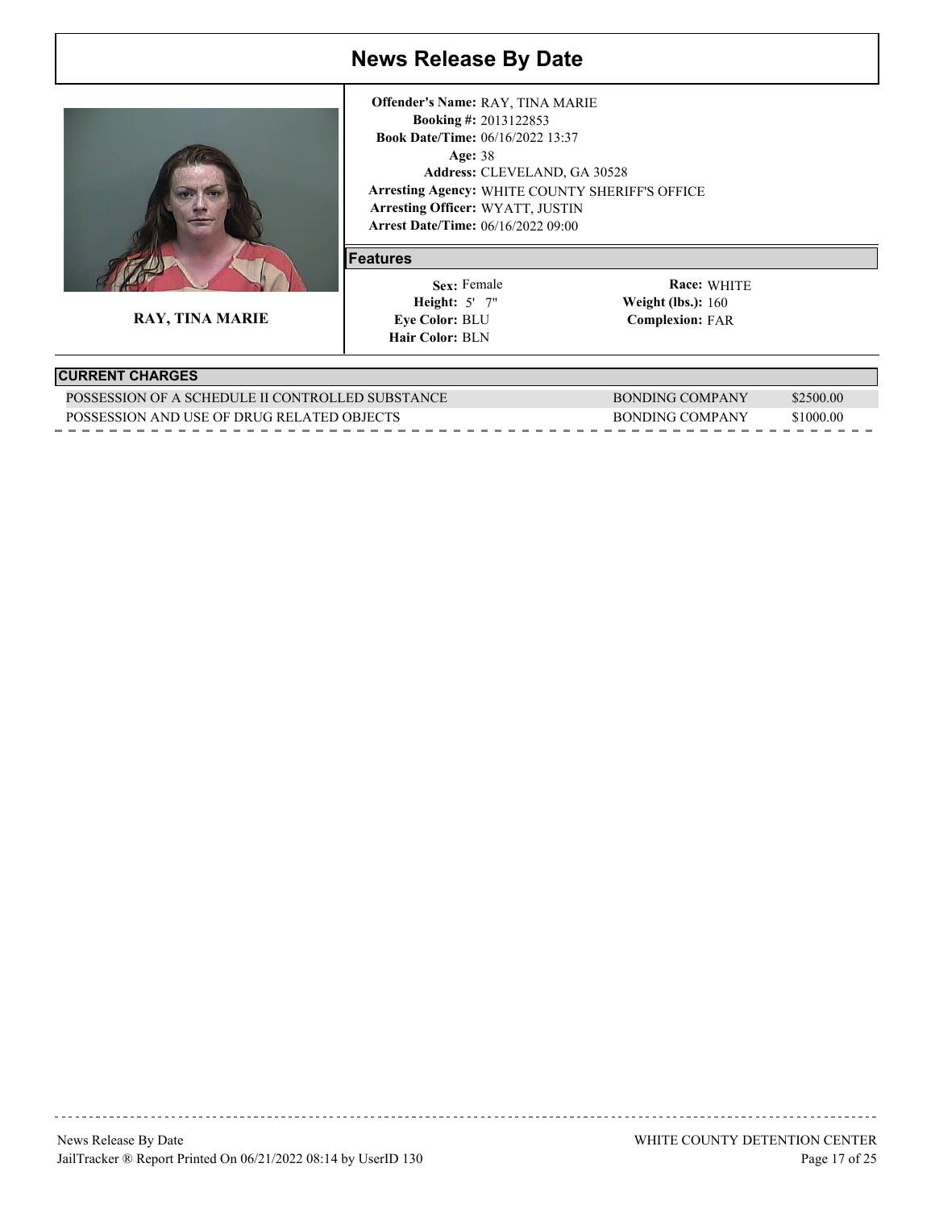# News Release By Date

**RAY, TINA MARIE**

**Offender's Name:** RAY, TINA MARIE
**Booking #:** 2013122853
**Book Date/Time:** 06/16/2022 13:37
**Age:** 38
**Address:** CLEVELAND, GA 30528
**Arresting Agency:** WHITE COUNTY SHERIFF'S OFFICE
**Arresting Officer:** WYATT, JUSTIN
**Arrest Date/Time:** 06/16/2022 09:00

## Features

| | | | |
|---|---|---|---|
| **Sex:** | Female | **Race:** | WHITE |
| **Height:** | 5' 7" | **Weight (lbs.):** | 160 |
| **Eye Color:** | BLU | **Complexion:** | FAR |
| **Hair Color:** | BLN | | |

## CURRENT CHARGES

| Charge | Bond Type | Amount |
|---|---|---|
| POSSESSION OF A SCHEDULE II CONTROLLED SUBSTANCE | BONDING COMPANY | $2500.00 |
| POSSESSION AND USE OF DRUG RELATED OBJECTS | BONDING COMPANY | $1000.00 |

News Release By Date
JailTracker ® Report Printed On 06/21/2022 08:14 by UserID 130
WHITE COUNTY DETENTION CENTER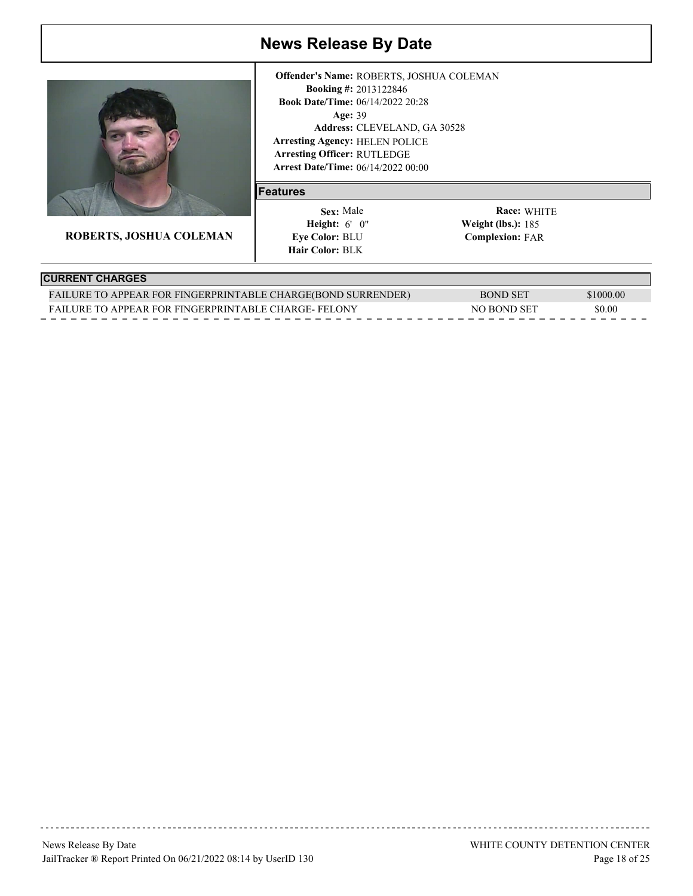# News Release By Date

**ROBERTS, JOSHUA COLEMAN**

**Offender's Name:** ROBERTS, JOSHUA COLEMAN
**Booking #:** 2013122846
**Book Date/Time:** 06/14/2022 20:28
**Age:** 39
**Address:** CLEVELAND, GA 30528
**Arresting Agency:** HELEN POLICE
**Arresting Officer:** RUTLEDGE
**Arrest Date/Time:** 06/14/2022 00:00

## Features

**Sex:** Male
**Height:** 6' 0"
**Eye Color:** BLU
**Hair Color:** BLK
**Race:** WHITE
**Weight (lbs.):** 185
**Complexion:** FAR

## CURRENT CHARGES

| Charge | Bond Type | Amount |
| --- | --- | --- |
| FAILURE TO APPEAR FOR FINGERPRINTABLE CHARGE(BOND SURRENDER) | BOND SET | $1000.00 |
| FAILURE TO APPEAR FOR FINGERPRINTABLE CHARGE- FELONY | NO BOND SET | $0.00 |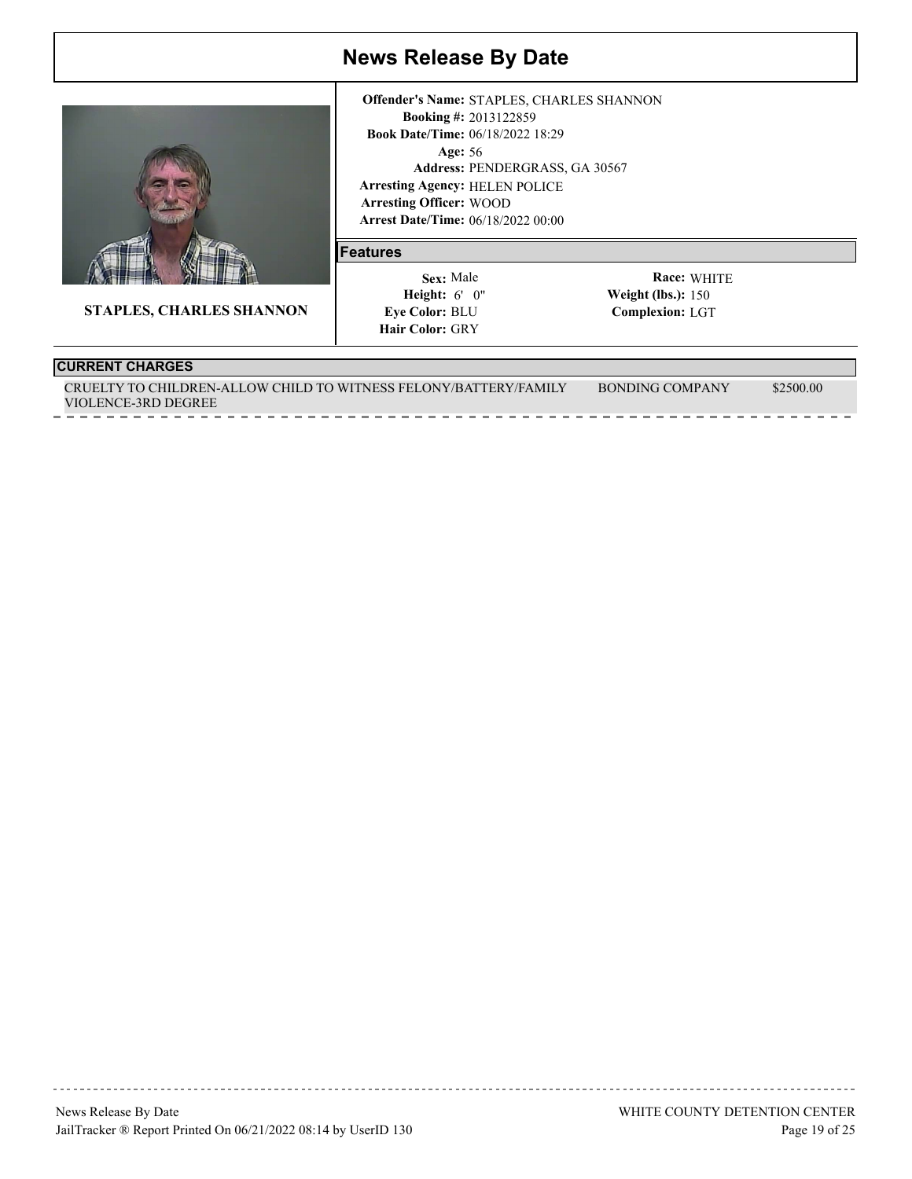# News Release By Date

**STAPLES, CHARLES SHANNON**

**Offender's Name:** STAPLES, CHARLES SHANNON
**Booking #:** 2013122859
**Book Date/Time:** 06/18/2022 18:29
**Age:** 56
**Address:** PENDERGRASS, GA 30567
**Arresting Agency:** HELEN POLICE
**Arresting Officer:** WOOD
**Arrest Date/Time:** 06/18/2022 00:00

## Features

**Sex:** Male
**Height:** 6' 0"
**Eye Color:** BLU
**Hair Color:** GRY
**Race:** WHITE
**Weight (lbs.):** 150
**Complexion:** LGT

## CURRENT CHARGES

| Charge | Bond Type | Amount |
|---|---|---|
| CRUELTY TO CHILDREN-ALLOW CHILD TO WITNESS FELONY/BATTERY/FAMILY VIOLENCE-3RD DEGREE | BONDING COMPANY | $2500.00 |

News Release By Date
JailTracker ® Report Printed On 06/21/2022 08:14 by UserID 130
WHITE COUNTY DETENTION CENTER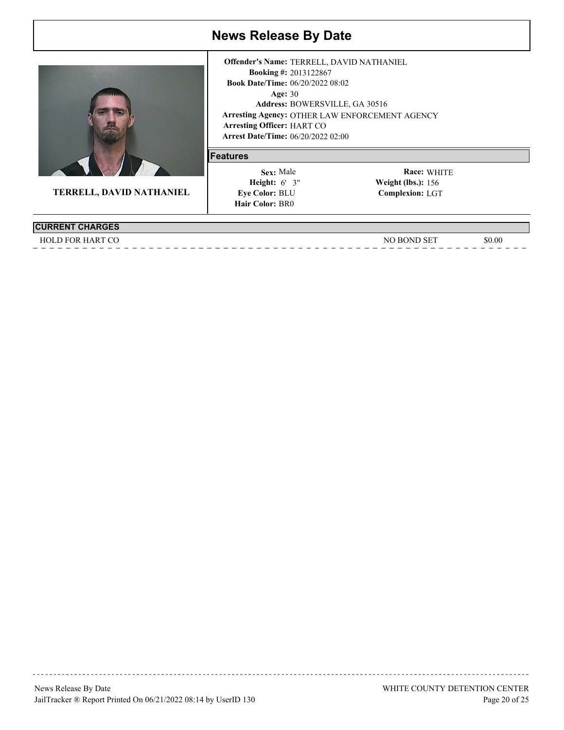# News Release By Date

**TERRELL, DAVID NATHANIEL**

**Offender's Name:** TERRELL, DAVID NATHANIEL
**Booking #:** 2013122867
**Book Date/Time:** 06/20/2022 08:02
**Age:** 30
**Address:** BOWERSVILLE, GA 30516
**Arresting Agency:** OTHER LAW ENFORCEMENT AGENCY
**Arresting Officer:** HART CO
**Arrest Date/Time:** 06/20/2022 02:00

## Features

| | | | |
|---|---|---|---|
| **Sex:** | Male | **Race:** | WHITE |
| **Height:** | 6' 3" | **Weight (lbs.):** | 156 |
| **Eye Color:** | BLU | **Complexion:** | LGT |
| **Hair Color:** | BR0 | | |

## CURRENT CHARGES

| Charge | Bond Type | Amount |
|---|---|---|
| HOLD FOR HART CO | NO BOND SET | $0.00 |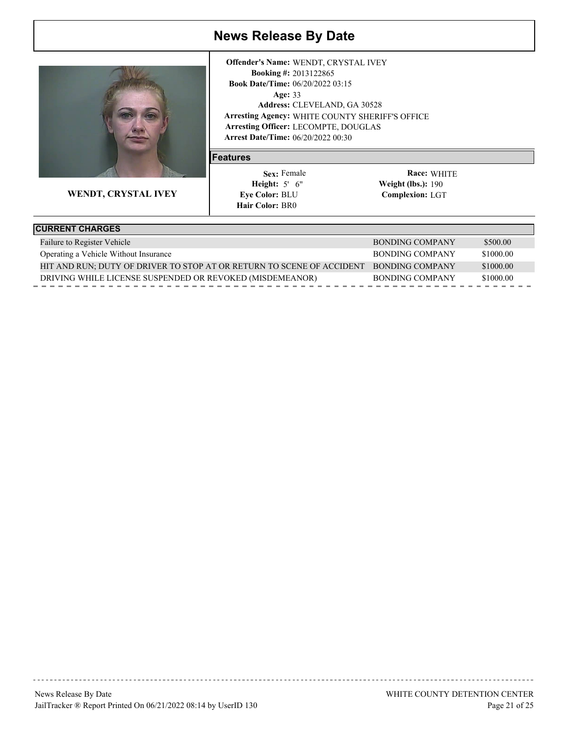# News Release By Date

**WENDT, CRYSTAL IVEY**

**Offender's Name:** WENDT, CRYSTAL IVEY
**Booking #:** 2013122865
**Book Date/Time:** 06/20/2022 03:15
**Age:** 33
**Address:** CLEVELAND, GA 30528
**Arresting Agency:** WHITE COUNTY SHERIFF'S OFFICE
**Arresting Officer:** LECOMPTE, DOUGLAS
**Arrest Date/Time:** 06/20/2022 00:30

## Features

**Sex:** Female
**Height:** 5' 6"
**Eye Color:** BLU
**Hair Color:** BR0
**Race:** WHITE
**Weight (lbs.):** 190
**Complexion:** LGT

## CURRENT CHARGES

| Charge | Bond Type | Amount |
| --- | --- | --- |
| Failure to Register Vehicle | BONDING COMPANY | $500.00 |
| Operating a Vehicle Without Insurance | BONDING COMPANY | $1000.00 |
| HIT AND RUN; DUTY OF DRIVER TO STOP AT OR RETURN TO SCENE OF ACCIDENT | BONDING COMPANY | $1000.00 |
| DRIVING WHILE LICENSE SUSPENDED OR REVOKED (MISDEMEANOR) | BONDING COMPANY | $1000.00 |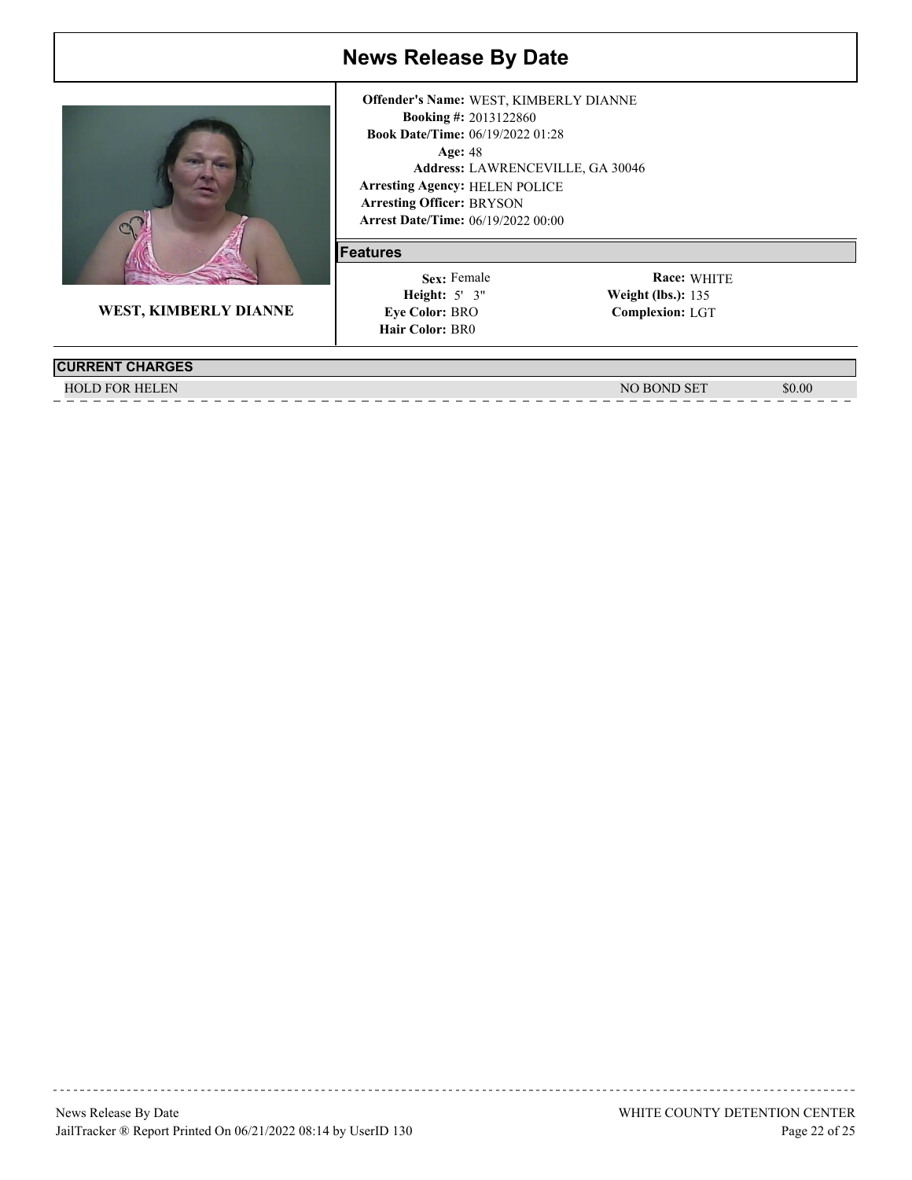# News Release By Date

**WEST, KIMBERLY DIANNE**

**Offender's Name:** WEST, KIMBERLY DIANNE
**Booking #:** 2013122860
**Book Date/Time:** 06/19/2022 01:28
**Age:** 48
**Address:** LAWRENCEVILLE, GA 30046
**Arresting Agency:** HELEN POLICE
**Arresting Officer:** BRYSON
**Arrest Date/Time:** 06/19/2022 00:00

## Features

**Sex:** Female
**Height:** 5' 3"
**Eye Color:** BRO
**Hair Color:** BR0
**Race:** WHITE
**Weight (lbs.):** 135
**Complexion:** LGT

## CURRENT CHARGES

| Charge | Bond Type | Amount |
|---|---|---|
| HOLD FOR HELEN | NO BOND SET | $0.00 |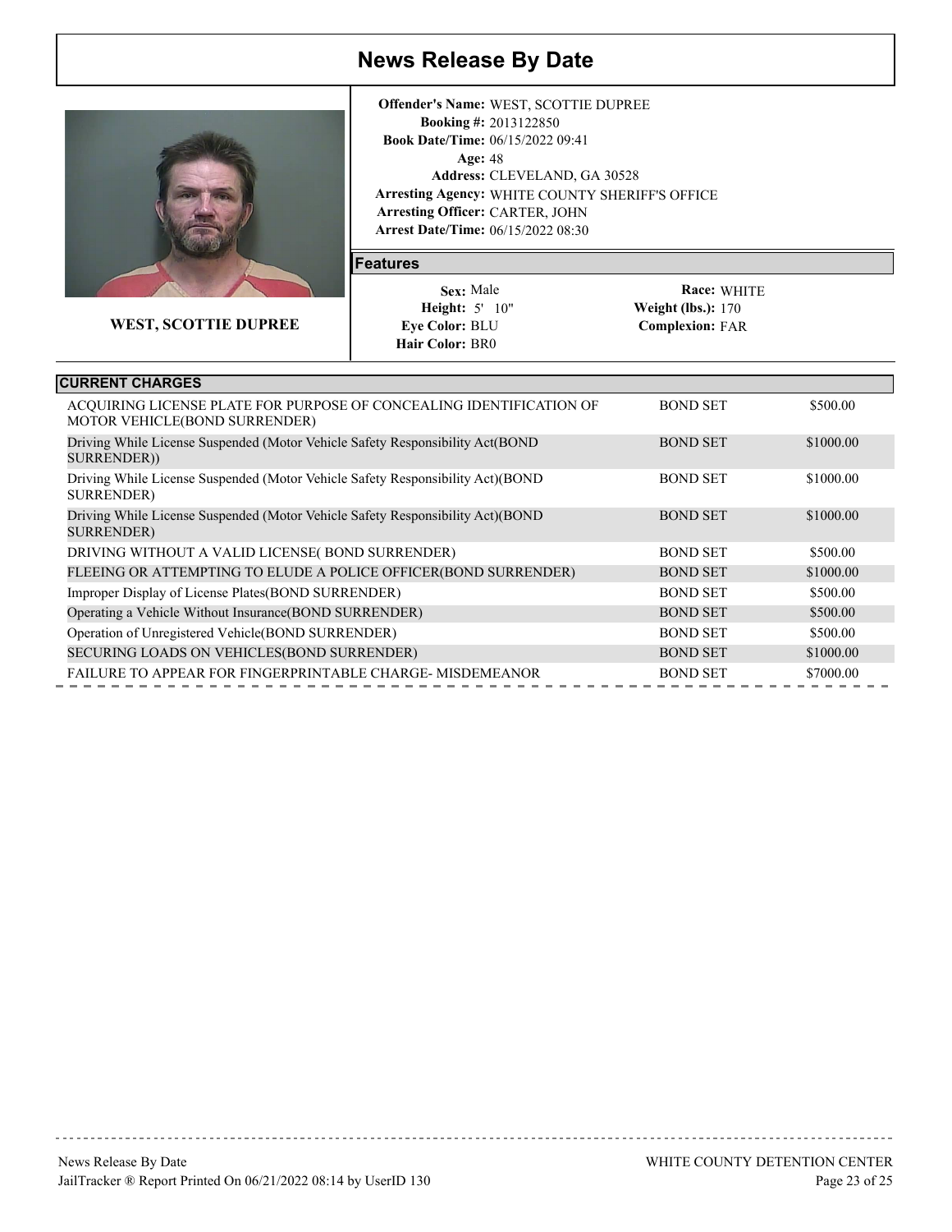# News Release By Date

WEST, SCOTTIE DUPREE

**Offender's Name:** WEST, SCOTTIE DUPREE
**Booking #:** 2013122850
**Book Date/Time:** 06/15/2022 09:41
**Age:** 48
**Address:** CLEVELAND, GA 30528
**Arresting Agency:** WHITE COUNTY SHERIFF'S OFFICE
**Arresting Officer:** CARTER, JOHN
**Arrest Date/Time:** 06/15/2022 08:30

## Features

**Sex:** Male
**Height:** 5' 10"
**Eye Color:** BLU
**Hair Color:** BR0
**Race:** WHITE
**Weight (lbs.):** 170
**Complexion:** FAR

## CURRENT CHARGES

| Charge | Bond Type | Amount |
|---|---|---|
| ACQUIRING LICENSE PLATE FOR PURPOSE OF CONCEALING IDENTIFICATION OF MOTOR VEHICLE(BOND SURRENDER) | BOND SET | $500.00 |
| Driving While License Suspended (Motor Vehicle Safety Responsibility Act(BOND SURRENDER)) | BOND SET | $1000.00 |
| Driving While License Suspended (Motor Vehicle Safety Responsibility Act)(BOND SURRENDER) | BOND SET | $1000.00 |
| Driving While License Suspended (Motor Vehicle Safety Responsibility Act)(BOND SURRENDER) | BOND SET | $1000.00 |
| DRIVING WITHOUT A VALID LICENSE( BOND SURRENDER) | BOND SET | $500.00 |
| FLEEING OR ATTEMPTING TO ELUDE A POLICE OFFICER(BOND SURRENDER) | BOND SET | $1000.00 |
| Improper Display of License Plates(BOND SURRENDER) | BOND SET | $500.00 |
| Operating a Vehicle Without Insurance(BOND SURRENDER) | BOND SET | $500.00 |
| Operation of Unregistered Vehicle(BOND SURRENDER) | BOND SET | $500.00 |
| SECURING LOADS ON VEHICLES(BOND SURRENDER) | BOND SET | $1000.00 |
| FAILURE TO APPEAR FOR FINGERPRINTABLE CHARGE- MISDEMEANOR | BOND SET | $7000.00 |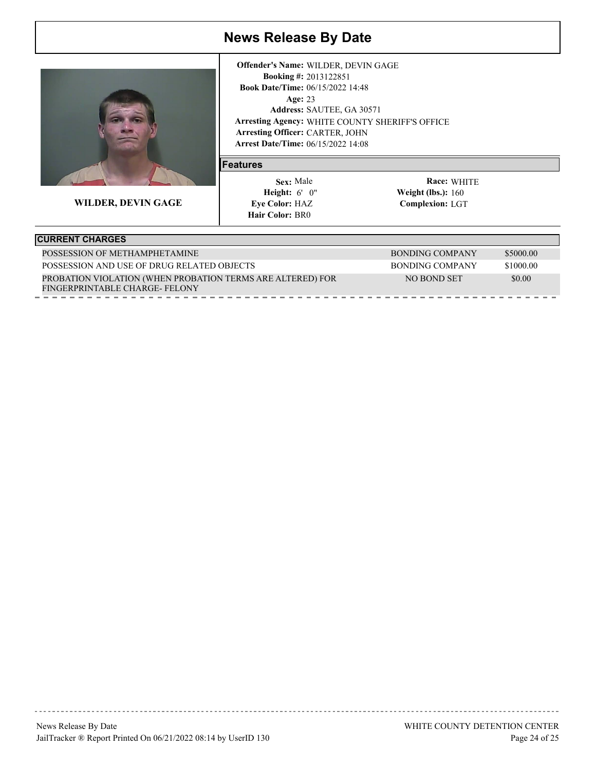# News Release By Date

**WILDER, DEVIN GAGE**

**Offender's Name:** WILDER, DEVIN GAGE
**Booking #:** 2013122851
**Book Date/Time:** 06/15/2022 14:48
**Age:** 23
**Address:** SAUTEE, GA 30571
**Arresting Agency:** WHITE COUNTY SHERIFF'S OFFICE
**Arresting Officer:** CARTER, JOHN
**Arrest Date/Time:** 06/15/2022 14:08

## Features

**Sex:** Male
**Height:** 6' 0"
**Eye Color:** HAZ
**Hair Color:** BR0
**Race:** WHITE
**Weight (lbs.):** 160
**Complexion:** LGT

## CURRENT CHARGES

| Charge | Bond Type | Amount |
|---|---|---|
| POSSESSION OF METHAMPHETAMINE | BONDING COMPANY | $5000.00 |
| POSSESSION AND USE OF DRUG RELATED OBJECTS | BONDING COMPANY | $1000.00 |
| PROBATION VIOLATION (WHEN PROBATION TERMS ARE ALTERED) FOR FINGERPRINTABLE CHARGE- FELONY | NO BOND SET | $0.00 |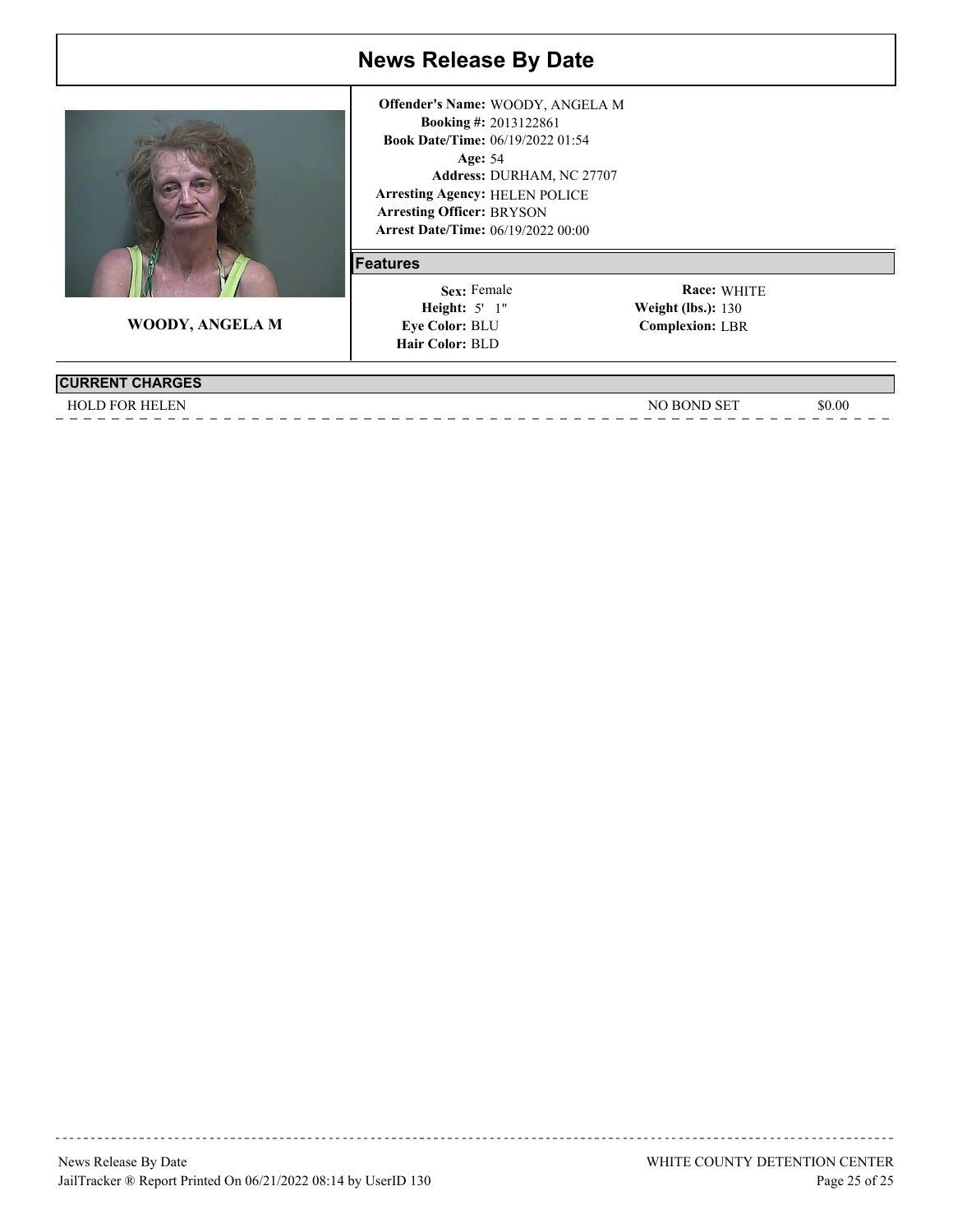# News Release By Date

**WOODY, ANGELA M**

**Offender's Name:** WOODY, ANGELA M
**Booking #:** 2013122861
**Book Date/Time:** 06/19/2022 01:54
**Age:** 54
**Address:** DURHAM, NC 27707
**Arresting Agency:** HELEN POLICE
**Arresting Officer:** BRYSON
**Arrest Date/Time:** 06/19/2022 00:00

## Features

**Sex:** Female
**Height:** 5' 1"
**Eye Color:** BLU
**Hair Color:** BLD
**Race:** WHITE
**Weight (lbs.):** 130
**Complexion:** LBR

## CURRENT CHARGES

| | | |
|---|---|---|
| HOLD FOR HELEN | NO BOND SET | $0.00 |